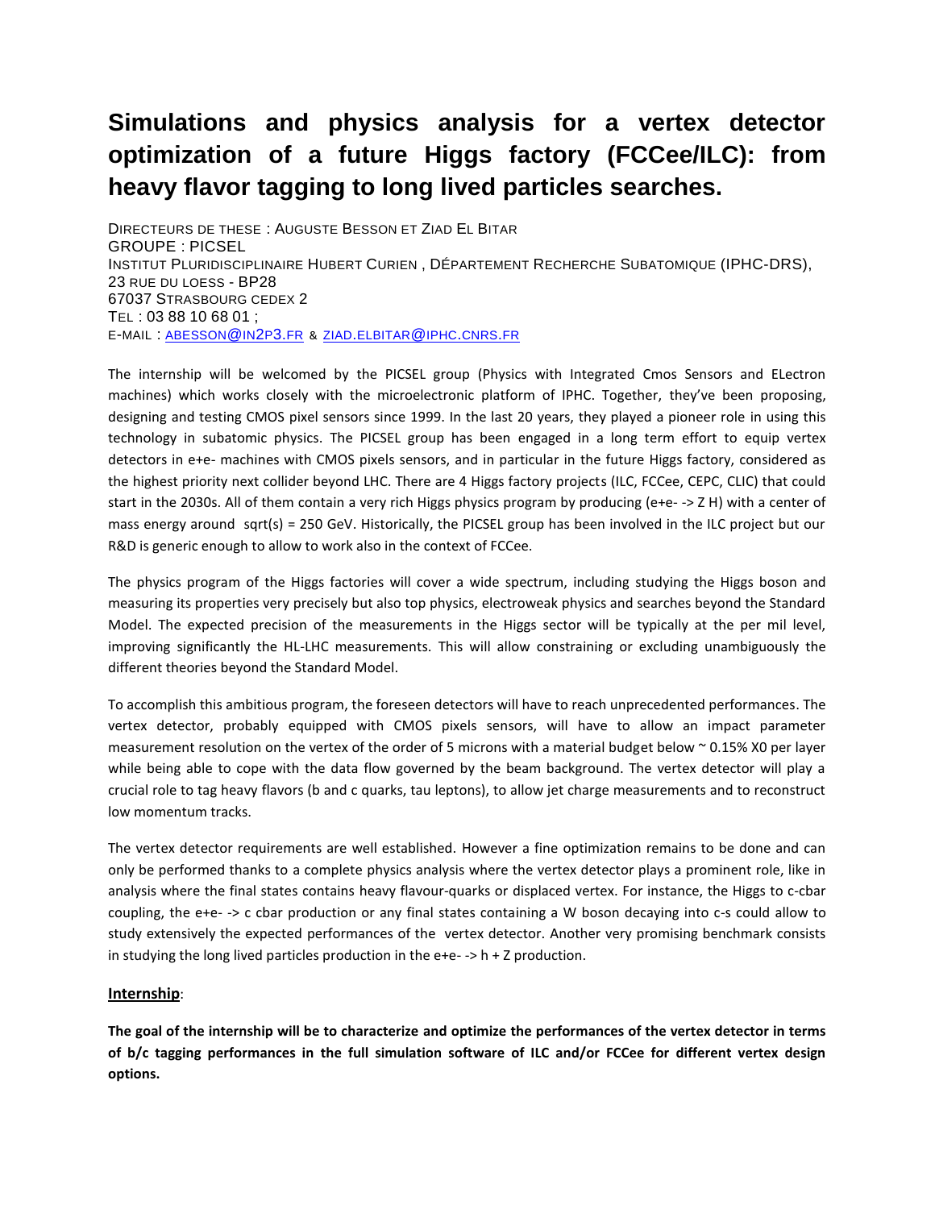# Simulations and physics analysis for a vertex detector optimization of a future Higgs factory (FCCee/ILC): from heavy flavor tagging to long lived particles searches.

DIRECTEURS DE THESE : AUGUSTE BESSON ET ZIAD EL BITAR
GROUPE : PICSEL
INSTITUT PLURIDISCIPLINAIRE HUBERT CURIEN , DÉPARTEMENT RECHERCHE SUBATOMIQUE (IPHC-DRS),
23 RUE DU LOESS - BP28
67037 STRASBOURG CEDEX 2
TEL : 03 88 10 68 01 ;
E-MAIL : ABESSON@IN2P3.FR & ZIAD.ELBITAR@IPHC.CNRS.FR

The internship will be welcomed by the PICSEL group (Physics with Integrated Cmos Sensors and ELectron machines) which works closely with the microelectronic platform of IPHC. Together, they've been proposing, designing and testing CMOS pixel sensors since 1999. In the last 20 years, they played a pioneer role in using this technology in subatomic physics. The PICSEL group has been engaged in a long term effort to equip vertex detectors in e+e- machines with CMOS pixels sensors, and in particular in the future Higgs factory, considered as the highest priority next collider beyond LHC. There are 4 Higgs factory projects (ILC, FCCee, CEPC, CLIC) that could start in the 2030s. All of them contain a very rich Higgs physics program by producing (e+e- -> Z H) with a center of mass energy around sqrt(s) = 250 GeV. Historically, the PICSEL group has been involved in the ILC project but our R&D is generic enough to allow to work also in the context of FCCee.

The physics program of the Higgs factories will cover a wide spectrum, including studying the Higgs boson and measuring its properties very precisely but also top physics, electroweak physics and searches beyond the Standard Model. The expected precision of the measurements in the Higgs sector will be typically at the per mil level, improving significantly the HL-LHC measurements. This will allow constraining or excluding unambiguously the different theories beyond the Standard Model.

To accomplish this ambitious program, the foreseen detectors will have to reach unprecedented performances. The vertex detector, probably equipped with CMOS pixels sensors, will have to allow an impact parameter measurement resolution on the vertex of the order of 5 microns with a material budget below ~ 0.15% X0 per layer while being able to cope with the data flow governed by the beam background. The vertex detector will play a crucial role to tag heavy flavors (b and c quarks, tau leptons), to allow jet charge measurements and to reconstruct low momentum tracks.

The vertex detector requirements are well established. However a fine optimization remains to be done and can only be performed thanks to a complete physics analysis where the vertex detector plays a prominent role, like in analysis where the final states contains heavy flavour-quarks or displaced vertex. For instance, the Higgs to c-cbar coupling, the e+e- -> c cbar production or any final states containing a W boson decaying into c-s could allow to study extensively the expected performances of the vertex detector. Another very promising benchmark consists in studying the long lived particles production in the e+e- -> h + Z production.

**Internship**:

**The goal of the internship will be to characterize and optimize the performances of the vertex detector in terms of b/c tagging performances in the full simulation software of ILC and/or FCCee for different vertex design options.**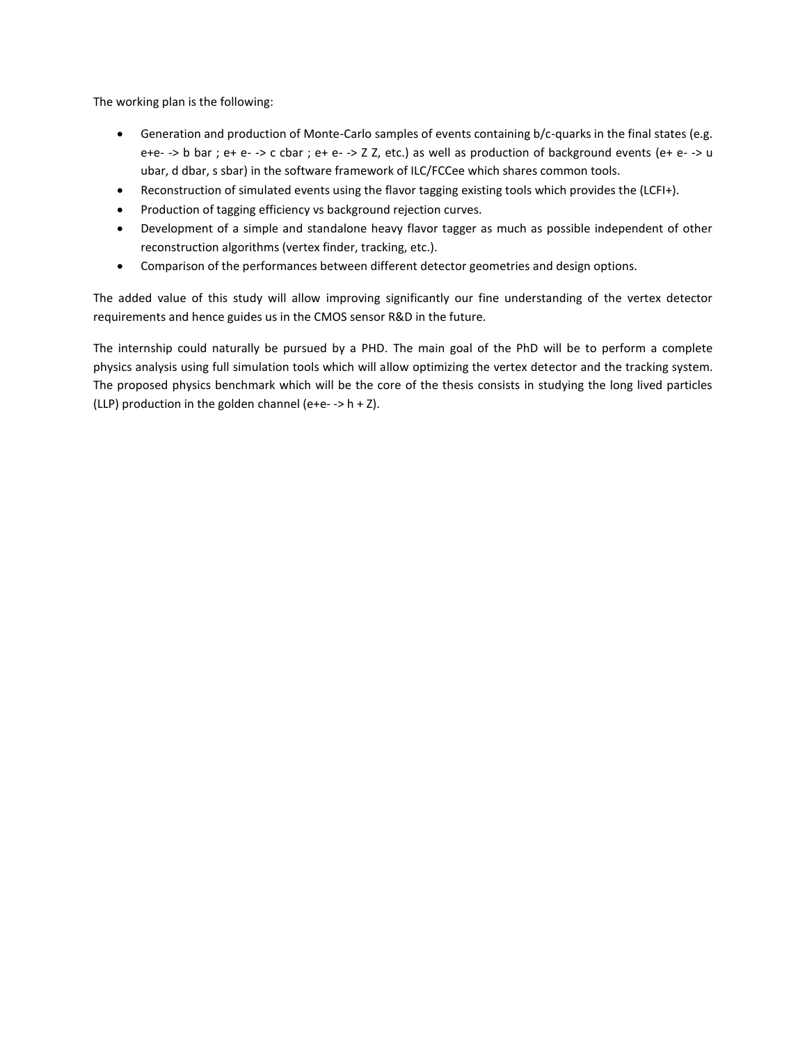The working plan is the following:

- Generation and production of Monte-Carlo samples of events containing b/c-quarks in the final states (e.g. e+e- -> b bar ; e+ e- -> c cbar ; e+ e- -> Z Z, etc.) as well as production of background events (e+ e- -> u ubar, d dbar, s sbar) in the software framework of ILC/FCCee which shares common tools.
- Reconstruction of simulated events using the flavor tagging existing tools which provides the (LCFI+).
- Production of tagging efficiency vs background rejection curves.
- Development of a simple and standalone heavy flavor tagger as much as possible independent of other reconstruction algorithms (vertex finder, tracking, etc.).
- Comparison of the performances between different detector geometries and design options.

The added value of this study will allow improving significantly our fine understanding of the vertex detector requirements and hence guides us in the CMOS sensor R&D in the future.

The internship could naturally be pursued by a PHD. The main goal of the PhD will be to perform a complete physics analysis using full simulation tools which will allow optimizing the vertex detector and the tracking system. The proposed physics benchmark which will be the core of the thesis consists in studying the long lived particles (LLP) production in the golden channel (e+e- -> h + Z).